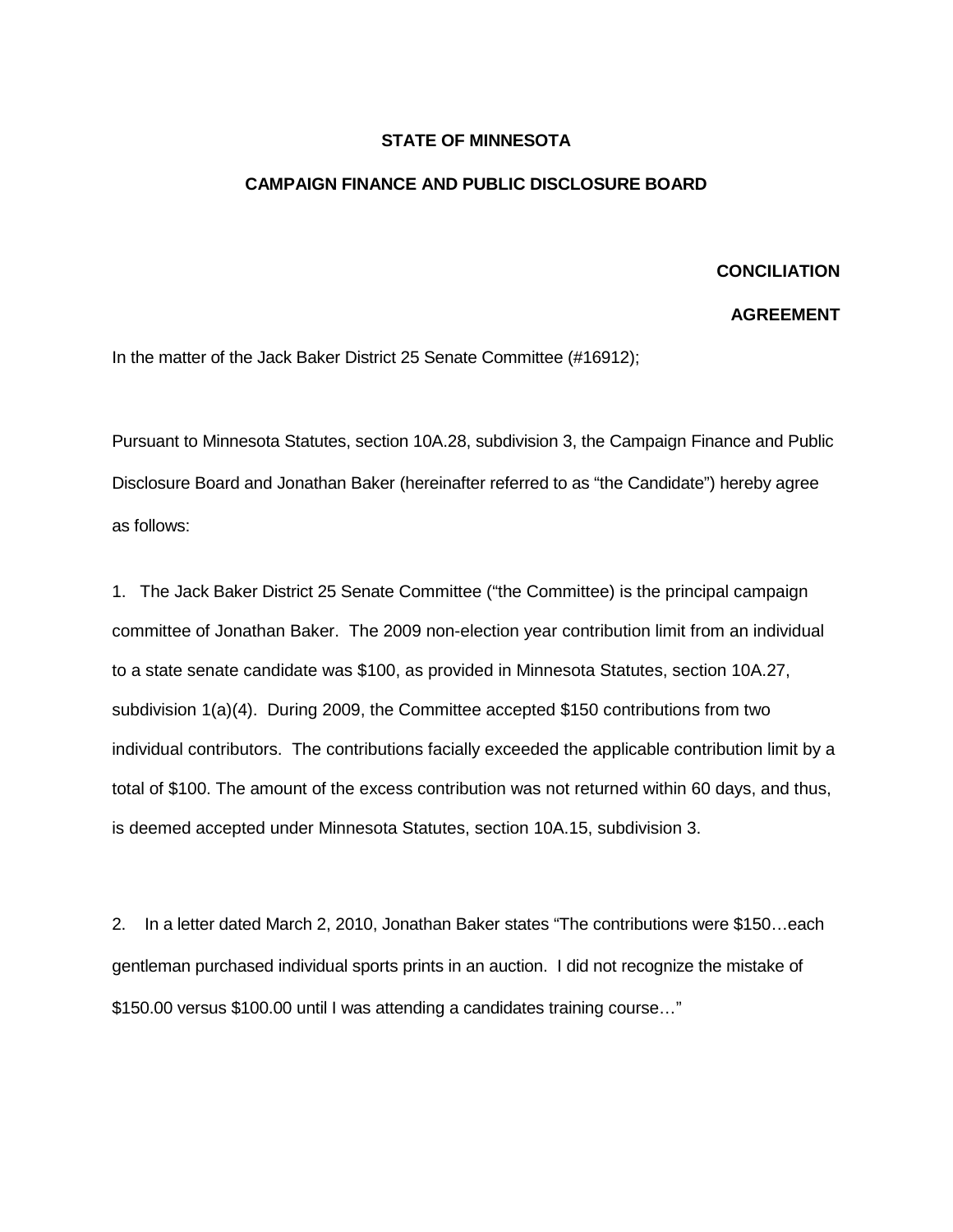**STATE OF MINNESOTA**

**CAMPAIGN FINANCE AND PUBLIC DISCLOSURE BOARD**

**CONCILIATION**

**AGREEMENT**

In the matter of the Jack Baker District 25 Senate Committee (#16912);

Pursuant to Minnesota Statutes, section 10A.28, subdivision 3, the Campaign Finance and Public Disclosure Board and Jonathan Baker (hereinafter referred to as "the Candidate") hereby agree as follows:

1. The Jack Baker District 25 Senate Committee ("the Committee) is the principal campaign committee of Jonathan Baker. The 2009 non-election year contribution limit from an individual to a state senate candidate was $100, as provided in Minnesota Statutes, section 10A.27, subdivision 1(a)(4). During 2009, the Committee accepted $150 contributions from two individual contributors. The contributions facially exceeded the applicable contribution limit by a total of $100. The amount of the excess contribution was not returned within 60 days, and thus, is deemed accepted under Minnesota Statutes, section 10A.15, subdivision 3.

2. In a letter dated March 2, 2010, Jonathan Baker states "The contributions were $150…each gentleman purchased individual sports prints in an auction. I did not recognize the mistake of $150.00 versus $100.00 until I was attending a candidates training course…"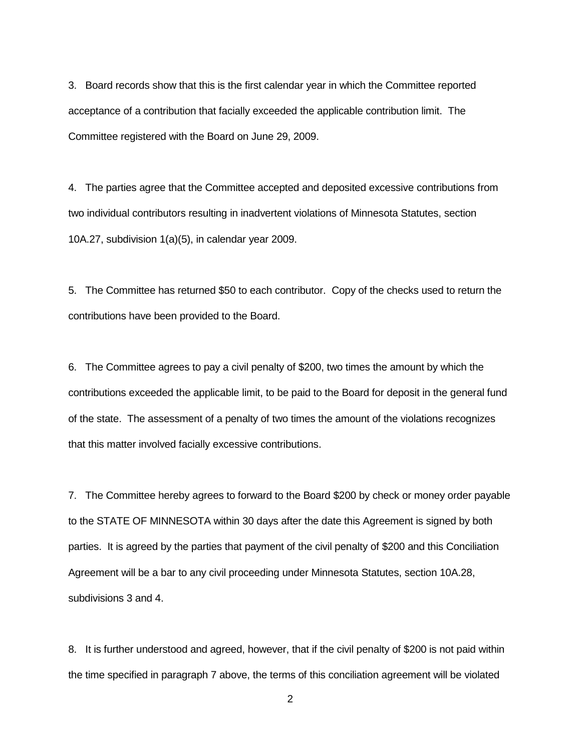3. Board records show that this is the first calendar year in which the Committee reported acceptance of a contribution that facially exceeded the applicable contribution limit. The Committee registered with the Board on June 29, 2009.

4. The parties agree that the Committee accepted and deposited excessive contributions from two individual contributors resulting in inadvertent violations of Minnesota Statutes, section 10A.27, subdivision 1(a)(5), in calendar year 2009.

5. The Committee has returned $50 to each contributor. Copy of the checks used to return the contributions have been provided to the Board.

6. The Committee agrees to pay a civil penalty of $200, two times the amount by which the contributions exceeded the applicable limit, to be paid to the Board for deposit in the general fund of the state. The assessment of a penalty of two times the amount of the violations recognizes that this matter involved facially excessive contributions.

7. The Committee hereby agrees to forward to the Board $200 by check or money order payable to the STATE OF MINNESOTA within 30 days after the date this Agreement is signed by both parties. It is agreed by the parties that payment of the civil penalty of $200 and this Conciliation Agreement will be a bar to any civil proceeding under Minnesota Statutes, section 10A.28, subdivisions 3 and 4.

8. It is further understood and agreed, however, that if the civil penalty of $200 is not paid within the time specified in paragraph 7 above, the terms of this conciliation agreement will be violated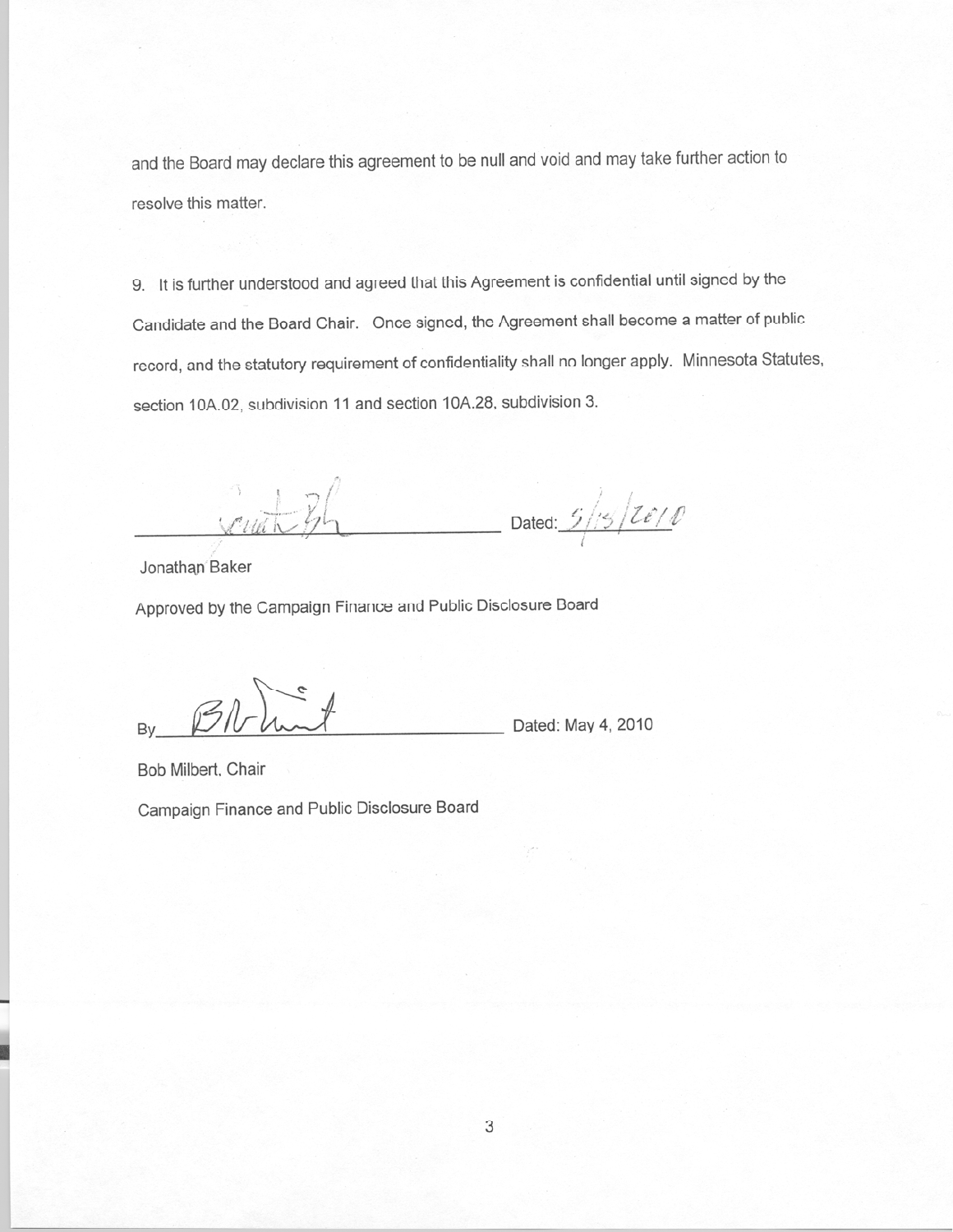and the Board may declare this agreement to be null and void and may take further action to resolve this matter.

9. It is further understood and agreed that this Agreement is confidential until signed by the Candidate and the Board Chair. Once signed, the Agreement shall become a matter of public record, and the statutory requirement of confidentiality shall no longer apply. Minnesota Statutes, section 10A.02, subdivision 11 and section 10A.28, subdivision 3.

\_\_\_\_\_\_\_\_\_\_\_\_\_\_\_\_\_\_\_\_\_\_\_\_\_\_\_\_\_\_\_\_ Dated: 5/13/2010

Jonathan Baker

Approved by the Campaign Finance and Public Disclosure Board

By\_\_\_\_\_\_\_\_\_\_\_\_\_\_\_\_\_\_\_\_\_\_\_\_\_\_\_\_\_\_\_\_ Dated: May 4, 2010

Bob Milbert, Chair

Campaign Finance and Public Disclosure Board